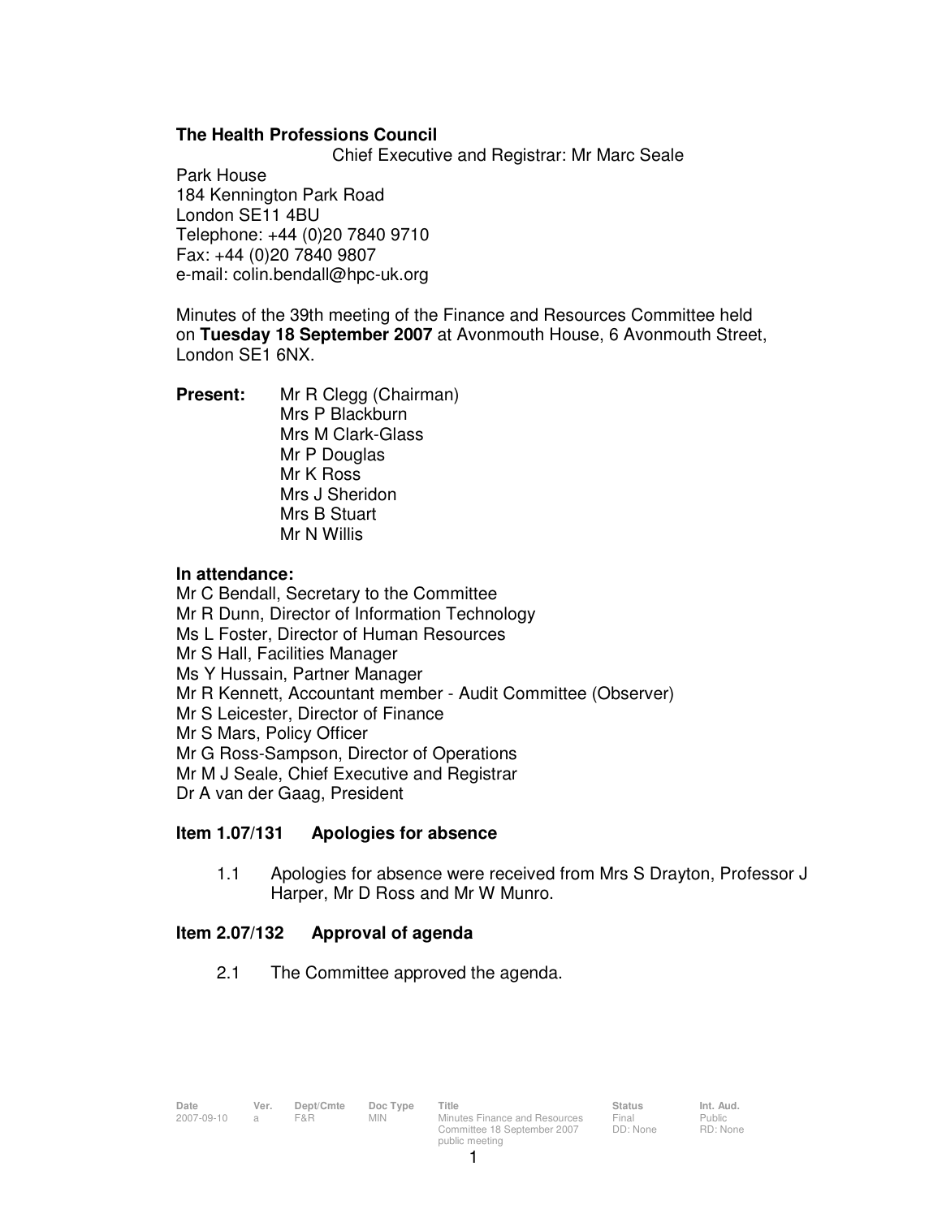**The Health Professions Council**

Chief Executive and Registrar: Mr Marc Seale

Park House
184 Kennington Park Road
London SE11 4BU
Telephone: +44 (0)20 7840 9710
Fax: +44 (0)20 7840 9807
e-mail: colin.bendall@hpc-uk.org

Minutes of the 39th meeting of the Finance and Resources Committee held on **Tuesday 18 September 2007** at Avonmouth House, 6 Avonmouth Street, London SE1 6NX.

**Present:**
Mr R Clegg (Chairman)
Mrs P Blackburn
Mrs M Clark-Glass
Mr P Douglas
Mr K Ross
Mrs J Sheridon
Mrs B Stuart
Mr N Willis

**In attendance:**
Mr C Bendall, Secretary to the Committee
Mr R Dunn, Director of Information Technology
Ms L Foster, Director of Human Resources
Mr S Hall, Facilities Manager
Ms Y Hussain, Partner Manager
Mr R Kennett, Accountant member - Audit Committee (Observer)
Mr S Leicester, Director of Finance
Mr S Mars, Policy Officer
Mr G Ross-Sampson, Director of Operations
Mr M J Seale, Chief Executive and Registrar
Dr A van der Gaag, President

**Item 1.07/131 Apologies for absence**

1.1 Apologies for absence were received from Mrs S Drayton, Professor J Harper, Mr D Ross and Mr W Munro.

**Item 2.07/132 Approval of agenda**

2.1 The Committee approved the agenda.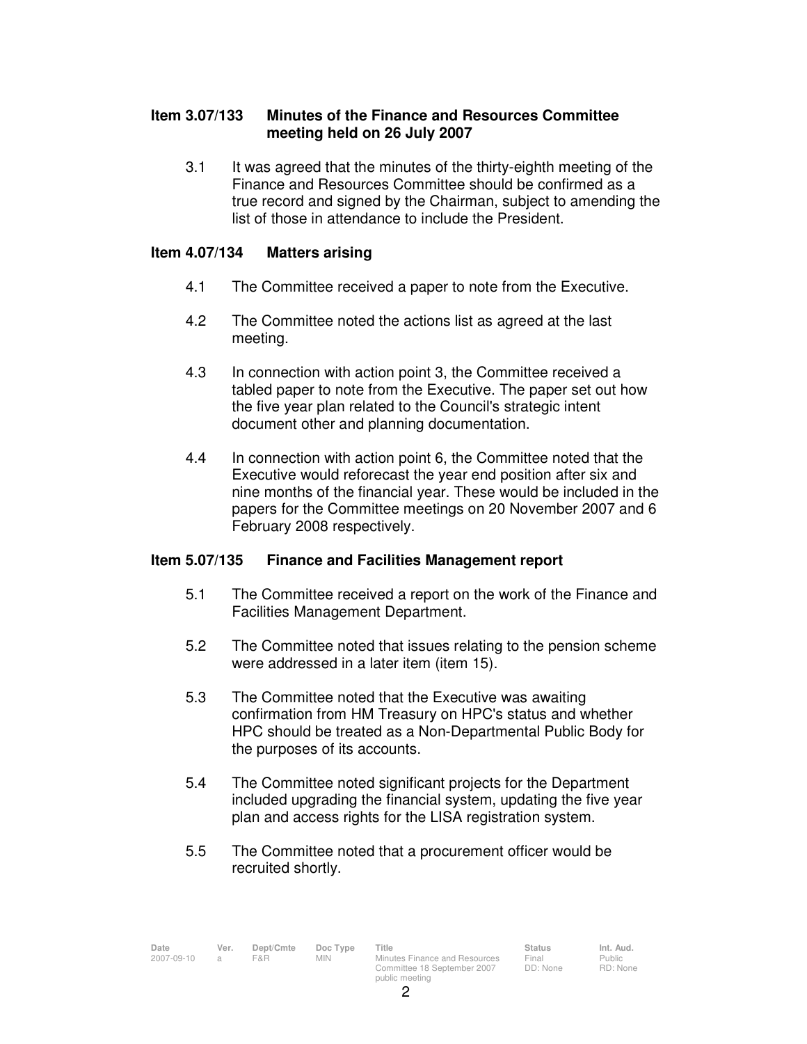**Item 3.07/133 Minutes of the Finance and Resources Committee meeting held on 26 July 2007**

3.1 It was agreed that the minutes of the thirty-eighth meeting of the Finance and Resources Committee should be confirmed as a true record and signed by the Chairman, subject to amending the list of those in attendance to include the President.

**Item 4.07/134 Matters arising**

4.1 The Committee received a paper to note from the Executive.

4.2 The Committee noted the actions list as agreed at the last meeting.

4.3 In connection with action point 3, the Committee received a tabled paper to note from the Executive. The paper set out how the five year plan related to the Council's strategic intent document other and planning documentation.

4.4 In connection with action point 6, the Committee noted that the Executive would reforecast the year end position after six and nine months of the financial year. These would be included in the papers for the Committee meetings on 20 November 2007 and 6 February 2008 respectively.

**Item 5.07/135 Finance and Facilities Management report**

5.1 The Committee received a report on the work of the Finance and Facilities Management Department.

5.2 The Committee noted that issues relating to the pension scheme were addressed in a later item (item 15).

5.3 The Committee noted that the Executive was awaiting confirmation from HM Treasury on HPC's status and whether HPC should be treated as a Non-Departmental Public Body for the purposes of its accounts.

5.4 The Committee noted significant projects for the Department included upgrading the financial system, updating the five year plan and access rights for the LISA registration system.

5.5 The Committee noted that a procurement officer would be recruited shortly.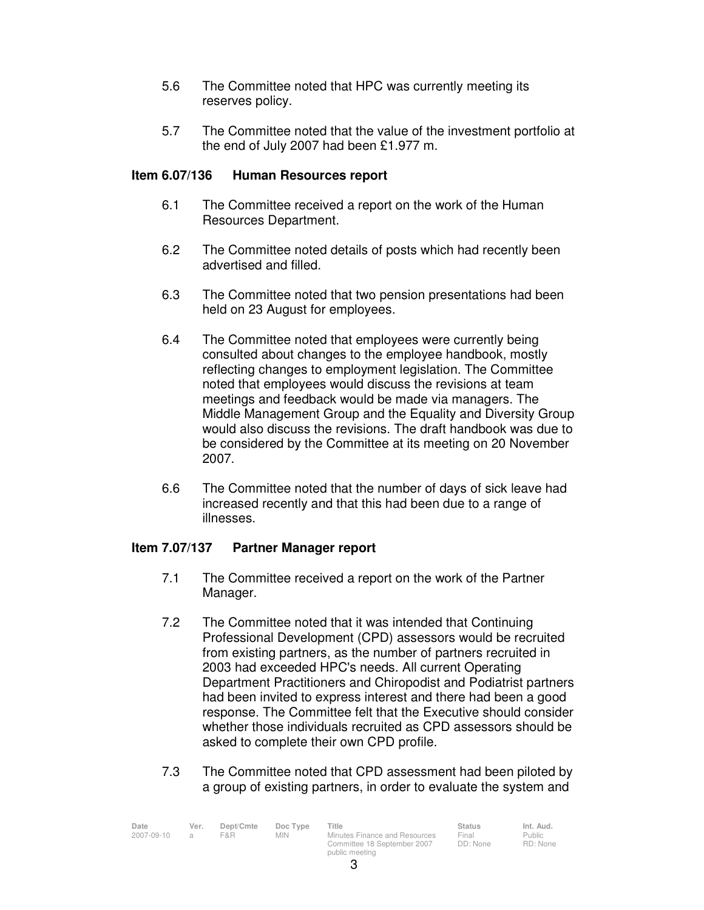5.6 The Committee noted that HPC was currently meeting its reserves policy.

5.7 The Committee noted that the value of the investment portfolio at the end of July 2007 had been £1.977 m.

**Item 6.07/136 Human Resources report**

6.1 The Committee received a report on the work of the Human Resources Department.

6.2 The Committee noted details of posts which had recently been advertised and filled.

6.3 The Committee noted that two pension presentations had been held on 23 August for employees.

6.4 The Committee noted that employees were currently being consulted about changes to the employee handbook, mostly reflecting changes to employment legislation. The Committee noted that employees would discuss the revisions at team meetings and feedback would be made via managers. The Middle Management Group and the Equality and Diversity Group would also discuss the revisions. The draft handbook was due to be considered by the Committee at its meeting on 20 November 2007.

6.6 The Committee noted that the number of days of sick leave had increased recently and that this had been due to a range of illnesses.

**Item 7.07/137 Partner Manager report**

7.1 The Committee received a report on the work of the Partner Manager.

7.2 The Committee noted that it was intended that Continuing Professional Development (CPD) assessors would be recruited from existing partners, as the number of partners recruited in 2003 had exceeded HPC's needs. All current Operating Department Practitioners and Chiropodist and Podiatrist partners had been invited to express interest and there had been a good response. The Committee felt that the Executive should consider whether those individuals recruited as CPD assessors should be asked to complete their own CPD profile.

7.3 The Committee noted that CPD assessment had been piloted by a group of existing partners, in order to evaluate the system and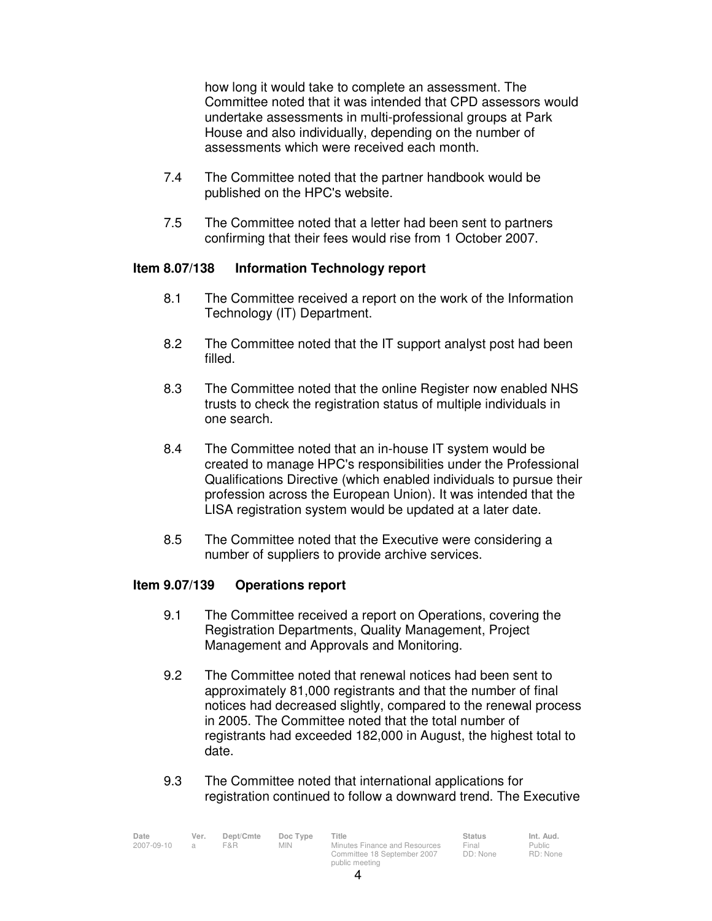how long it would take to complete an assessment. The Committee noted that it was intended that CPD assessors would undertake assessments in multi-professional groups at Park House and also individually, depending on the number of assessments which were received each month.

7.4 The Committee noted that the partner handbook would be published on the HPC's website.

7.5 The Committee noted that a letter had been sent to partners confirming that their fees would rise from 1 October 2007.

**Item 8.07/138 Information Technology report**

8.1 The Committee received a report on the work of the Information Technology (IT) Department.

8.2 The Committee noted that the IT support analyst post had been filled.

8.3 The Committee noted that the online Register now enabled NHS trusts to check the registration status of multiple individuals in one search.

8.4 The Committee noted that an in-house IT system would be created to manage HPC's responsibilities under the Professional Qualifications Directive (which enabled individuals to pursue their profession across the European Union). It was intended that the LISA registration system would be updated at a later date.

8.5 The Committee noted that the Executive were considering a number of suppliers to provide archive services.

**Item 9.07/139 Operations report**

9.1 The Committee received a report on Operations, covering the Registration Departments, Quality Management, Project Management and Approvals and Monitoring.

9.2 The Committee noted that renewal notices had been sent to approximately 81,000 registrants and that the number of final notices had decreased slightly, compared to the renewal process in 2005. The Committee noted that the total number of registrants had exceeded 182,000 in August, the highest total to date.

9.3 The Committee noted that international applications for registration continued to follow a downward trend. The Executive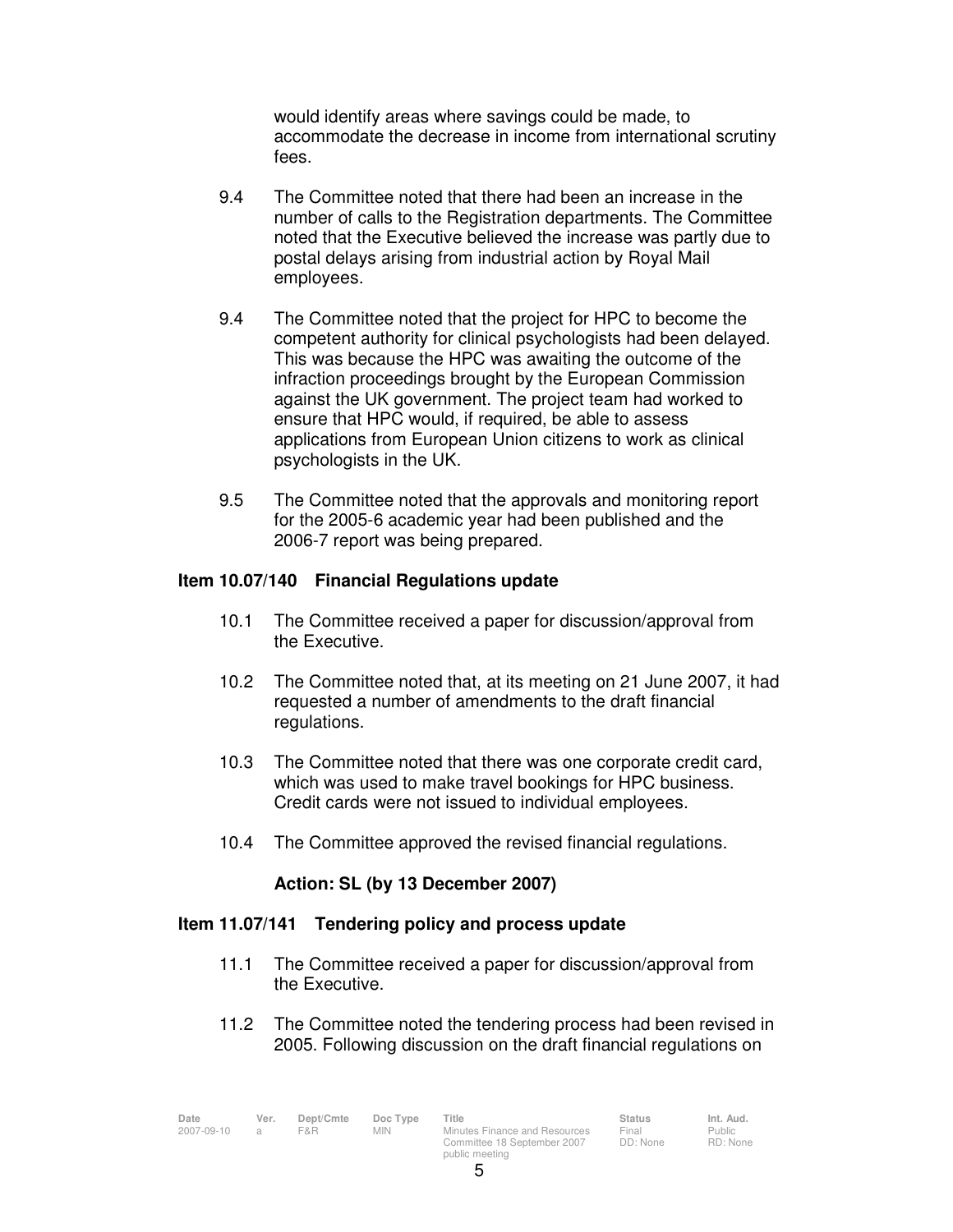would identify areas where savings could be made, to accommodate the decrease in income from international scrutiny fees.

9.4 The Committee noted that there had been an increase in the number of calls to the Registration departments. The Committee noted that the Executive believed the increase was partly due to postal delays arising from industrial action by Royal Mail employees.

9.4 The Committee noted that the project for HPC to become the competent authority for clinical psychologists had been delayed. This was because the HPC was awaiting the outcome of the infraction proceedings brought by the European Commission against the UK government. The project team had worked to ensure that HPC would, if required, be able to assess applications from European Union citizens to work as clinical psychologists in the UK.

9.5 The Committee noted that the approvals and monitoring report for the 2005-6 academic year had been published and the 2006-7 report was being prepared.

**Item 10.07/140 Financial Regulations update**

10.1 The Committee received a paper for discussion/approval from the Executive.

10.2 The Committee noted that, at its meeting on 21 June 2007, it had requested a number of amendments to the draft financial regulations.

10.3 The Committee noted that there was one corporate credit card, which was used to make travel bookings for HPC business. Credit cards were not issued to individual employees.

10.4 The Committee approved the revised financial regulations.

**Action: SL (by 13 December 2007)**

**Item 11.07/141 Tendering policy and process update**

11.1 The Committee received a paper for discussion/approval from the Executive.

11.2 The Committee noted the tendering process had been revised in 2005. Following discussion on the draft financial regulations on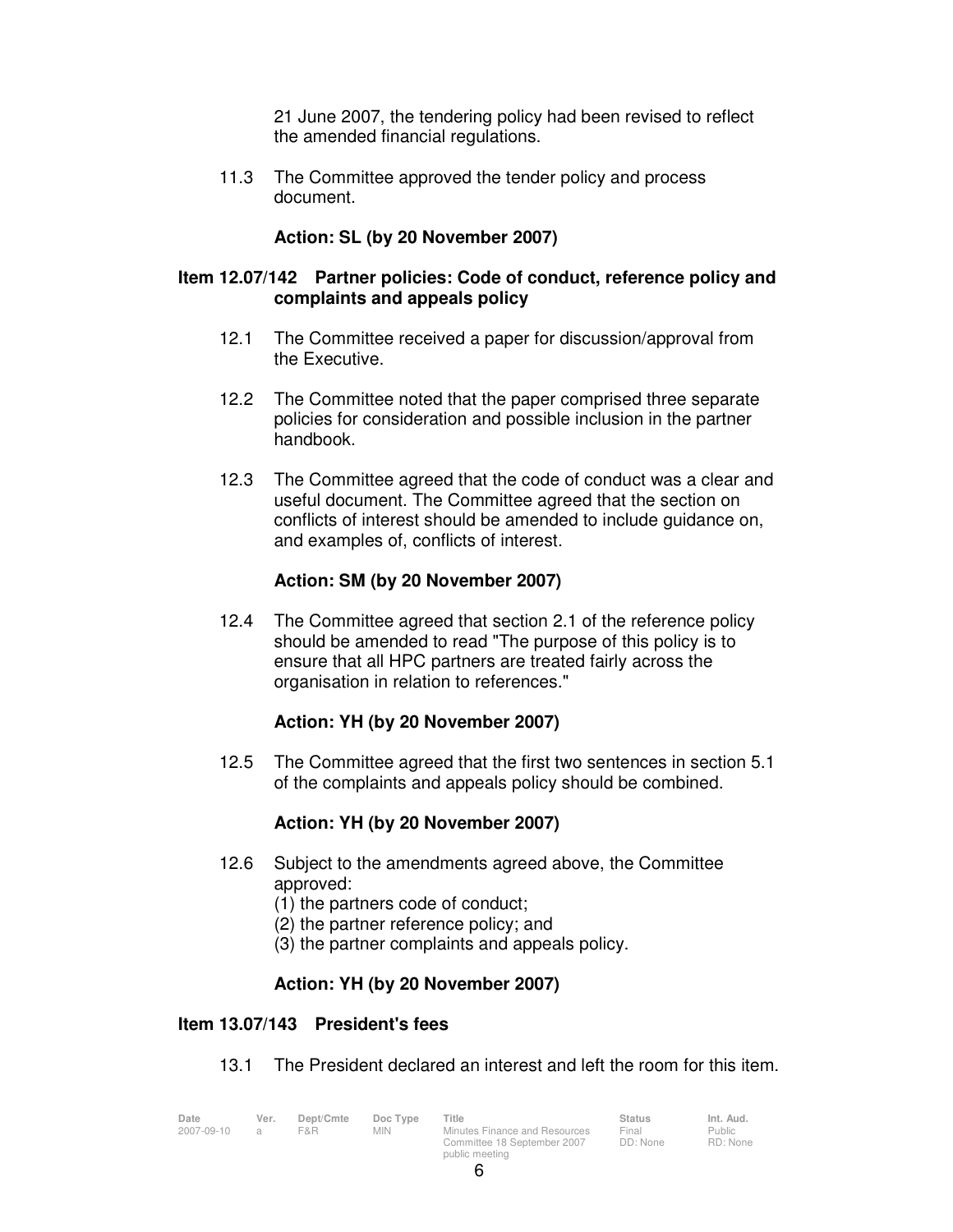21 June 2007, the tendering policy had been revised to reflect the amended financial regulations.

11.3 The Committee approved the tender policy and process document.

**Action: SL (by 20 November 2007)**

### Item 12.07/142 Partner policies: Code of conduct, reference policy and complaints and appeals policy

12.1 The Committee received a paper for discussion/approval from the Executive.

12.2 The Committee noted that the paper comprised three separate policies for consideration and possible inclusion in the partner handbook.

12.3 The Committee agreed that the code of conduct was a clear and useful document. The Committee agreed that the section on conflicts of interest should be amended to include guidance on, and examples of, conflicts of interest.

**Action: SM (by 20 November 2007)**

12.4 The Committee agreed that section 2.1 of the reference policy should be amended to read "The purpose of this policy is to ensure that all HPC partners are treated fairly across the organisation in relation to references."

**Action: YH (by 20 November 2007)**

12.5 The Committee agreed that the first two sentences in section 5.1 of the complaints and appeals policy should be combined.

**Action: YH (by 20 November 2007)**

12.6 Subject to the amendments agreed above, the Committee approved:
(1) the partners code of conduct;
(2) the partner reference policy; and
(3) the partner complaints and appeals policy.

**Action: YH (by 20 November 2007)**

### Item 13.07/143 President's fees

13.1 The President declared an interest and left the room for this item.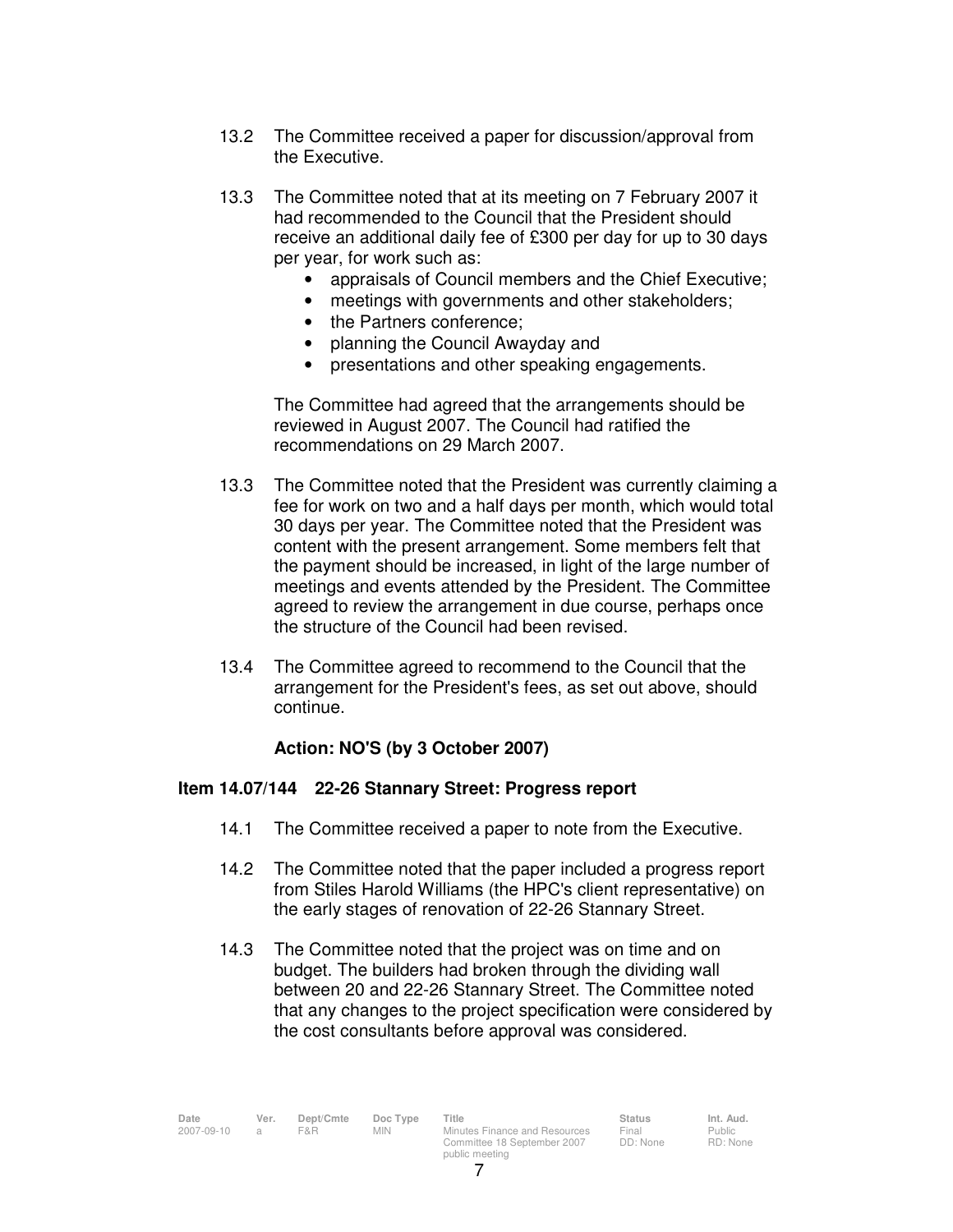13.2 The Committee received a paper for discussion/approval from the Executive.

13.3 The Committee noted that at its meeting on 7 February 2007 it had recommended to the Council that the President should receive an additional daily fee of £300 per day for up to 30 days per year, for work such as:

- appraisals of Council members and the Chief Executive;
- meetings with governments and other stakeholders;
- the Partners conference;
- planning the Council Awayday and
- presentations and other speaking engagements.

The Committee had agreed that the arrangements should be reviewed in August 2007. The Council had ratified the recommendations on 29 March 2007.

13.3 The Committee noted that the President was currently claiming a fee for work on two and a half days per month, which would total 30 days per year. The Committee noted that the President was content with the present arrangement. Some members felt that the payment should be increased, in light of the large number of meetings and events attended by the President. The Committee agreed to review the arrangement in due course, perhaps once the structure of the Council had been revised.

13.4 The Committee agreed to recommend to the Council that the arrangement for the President's fees, as set out above, should continue.

**Action: NO'S (by 3 October 2007)**

**Item 14.07/144 22-26 Stannary Street: Progress report**

14.1 The Committee received a paper to note from the Executive.

14.2 The Committee noted that the paper included a progress report from Stiles Harold Williams (the HPC's client representative) on the early stages of renovation of 22-26 Stannary Street.

14.3 The Committee noted that the project was on time and on budget. The builders had broken through the dividing wall between 20 and 22-26 Stannary Street. The Committee noted that any changes to the project specification were considered by the cost consultants before approval was considered.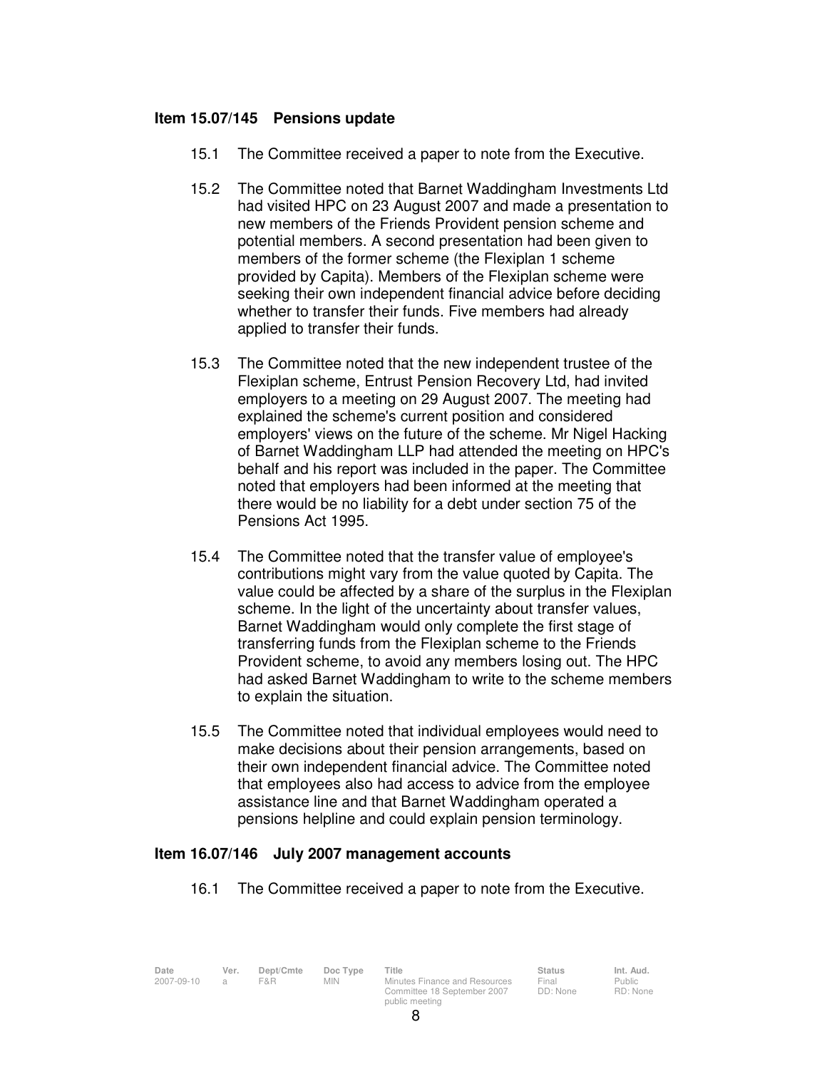**Item 15.07/145 Pensions update**

15.1 The Committee received a paper to note from the Executive.

15.2 The Committee noted that Barnet Waddingham Investments Ltd had visited HPC on 23 August 2007 and made a presentation to new members of the Friends Provident pension scheme and potential members. A second presentation had been given to members of the former scheme (the Flexiplan 1 scheme provided by Capita). Members of the Flexiplan scheme were seeking their own independent financial advice before deciding whether to transfer their funds. Five members had already applied to transfer their funds.

15.3 The Committee noted that the new independent trustee of the Flexiplan scheme, Entrust Pension Recovery Ltd, had invited employers to a meeting on 29 August 2007. The meeting had explained the scheme's current position and considered employers' views on the future of the scheme. Mr Nigel Hacking of Barnet Waddingham LLP had attended the meeting on HPC's behalf and his report was included in the paper. The Committee noted that employers had been informed at the meeting that there would be no liability for a debt under section 75 of the Pensions Act 1995.

15.4 The Committee noted that the transfer value of employee's contributions might vary from the value quoted by Capita. The value could be affected by a share of the surplus in the Flexiplan scheme. In the light of the uncertainty about transfer values, Barnet Waddingham would only complete the first stage of transferring funds from the Flexiplan scheme to the Friends Provident scheme, to avoid any members losing out. The HPC had asked Barnet Waddingham to write to the scheme members to explain the situation.

15.5 The Committee noted that individual employees would need to make decisions about their pension arrangements, based on their own independent financial advice. The Committee noted that employees also had access to advice from the employee assistance line and that Barnet Waddingham operated a pensions helpline and could explain pension terminology.

**Item 16.07/146 July 2007 management accounts**

16.1 The Committee received a paper to note from the Executive.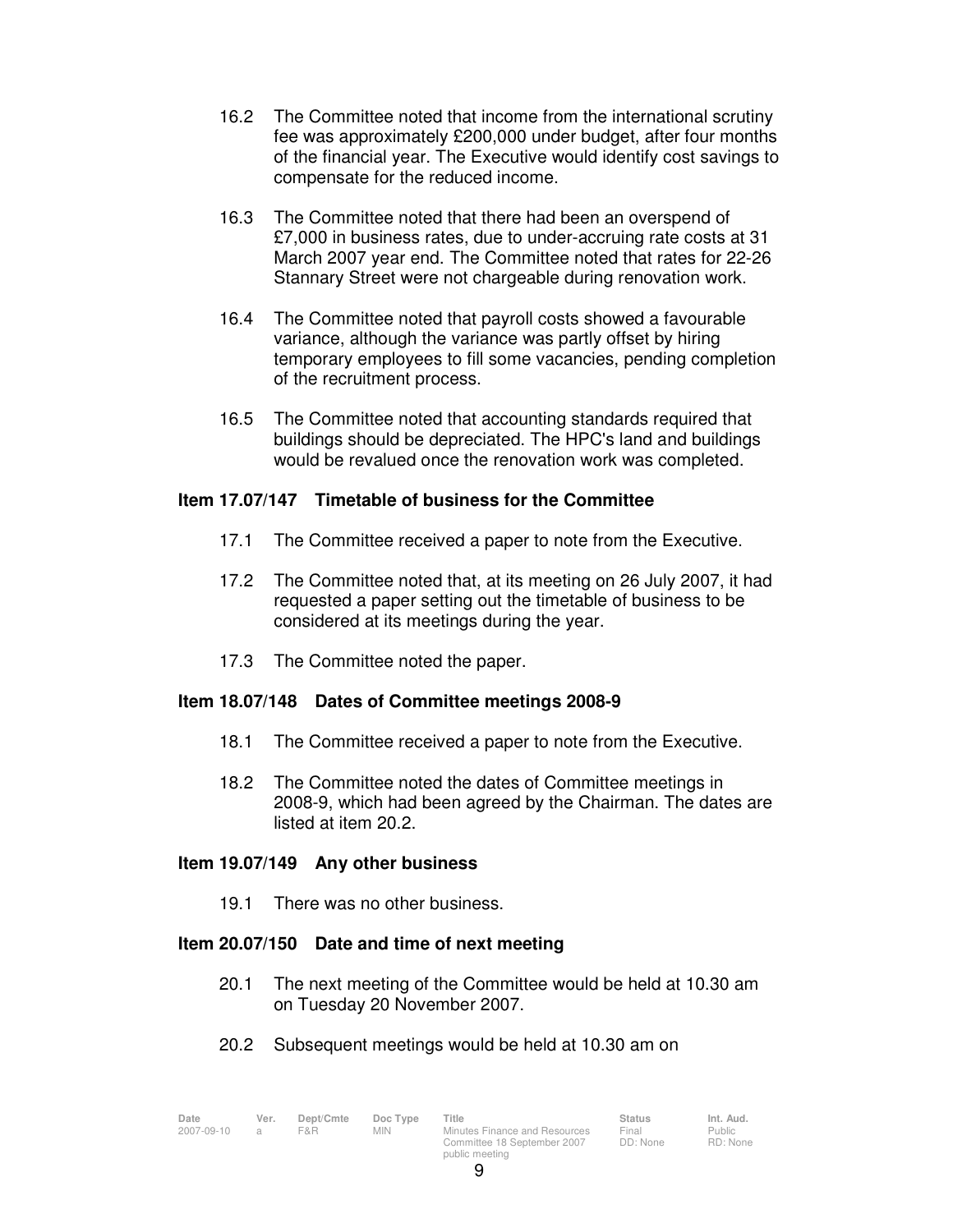16.2 The Committee noted that income from the international scrutiny fee was approximately £200,000 under budget, after four months of the financial year. The Executive would identify cost savings to compensate for the reduced income.

16.3 The Committee noted that there had been an overspend of £7,000 in business rates, due to under-accruing rate costs at 31 March 2007 year end. The Committee noted that rates for 22-26 Stannary Street were not chargeable during renovation work.

16.4 The Committee noted that payroll costs showed a favourable variance, although the variance was partly offset by hiring temporary employees to fill some vacancies, pending completion of the recruitment process.

16.5 The Committee noted that accounting standards required that buildings should be depreciated. The HPC's land and buildings would be revalued once the renovation work was completed.

**Item 17.07/147 Timetable of business for the Committee**

17.1 The Committee received a paper to note from the Executive.

17.2 The Committee noted that, at its meeting on 26 July 2007, it had requested a paper setting out the timetable of business to be considered at its meetings during the year.

17.3 The Committee noted the paper.

**Item 18.07/148 Dates of Committee meetings 2008-9**

18.1 The Committee received a paper to note from the Executive.

18.2 The Committee noted the dates of Committee meetings in 2008-9, which had been agreed by the Chairman. The dates are listed at item 20.2.

**Item 19.07/149 Any other business**

19.1 There was no other business.

**Item 20.07/150 Date and time of next meeting**

20.1 The next meeting of the Committee would be held at 10.30 am on Tuesday 20 November 2007.

20.2 Subsequent meetings would be held at 10.30 am on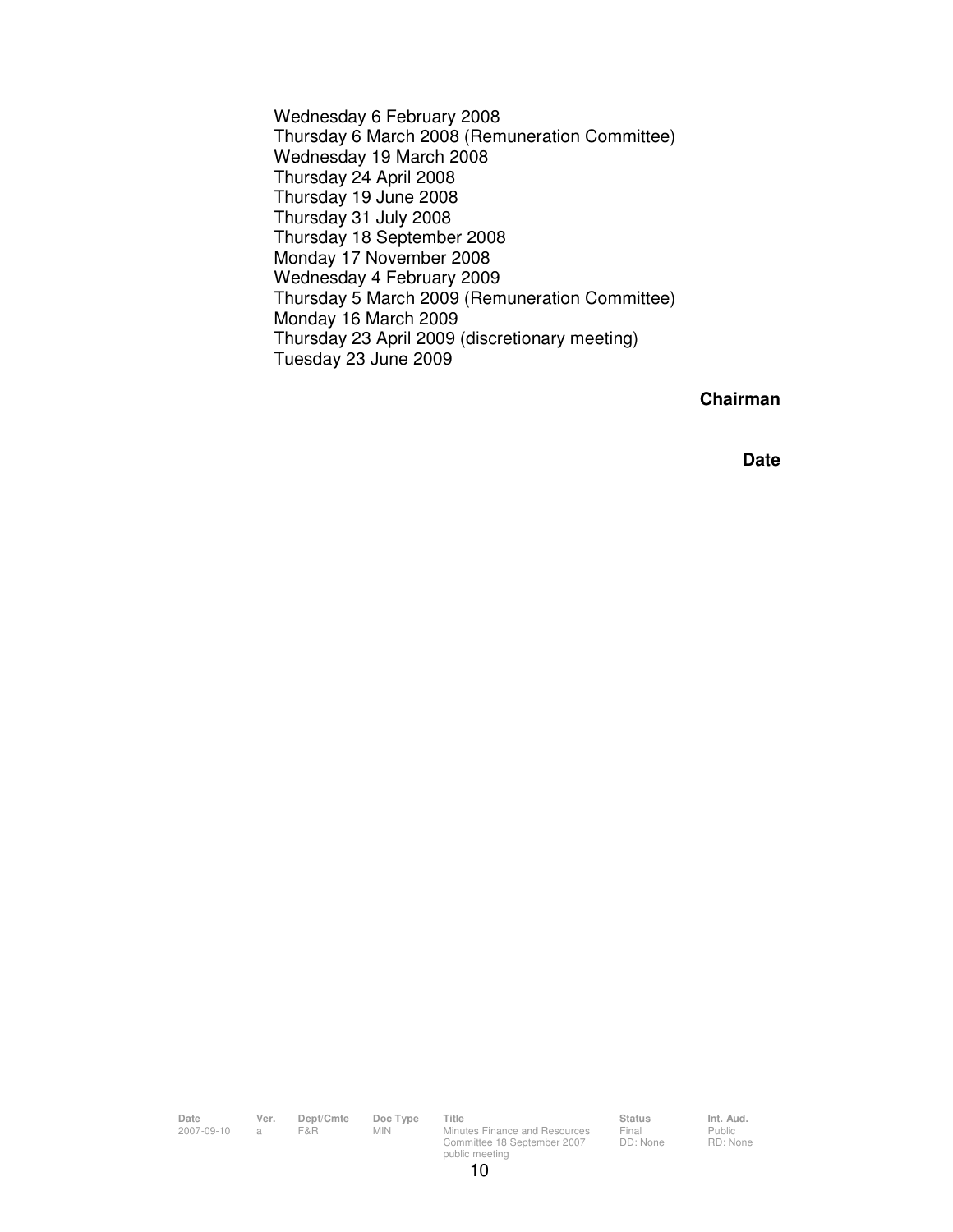Wednesday 6 February 2008
Thursday 6 March 2008 (Remuneration Committee)
Wednesday 19 March 2008
Thursday 24 April 2008
Thursday 19 June 2008
Thursday 31 July 2008
Thursday 18 September 2008
Monday 17 November 2008
Wednesday 4 February 2009
Thursday 5 March 2009 (Remuneration Committee)
Monday 16 March 2009
Thursday 23 April 2009 (discretionary meeting)
Tuesday 23 June 2009

**Chairman**

**Date**